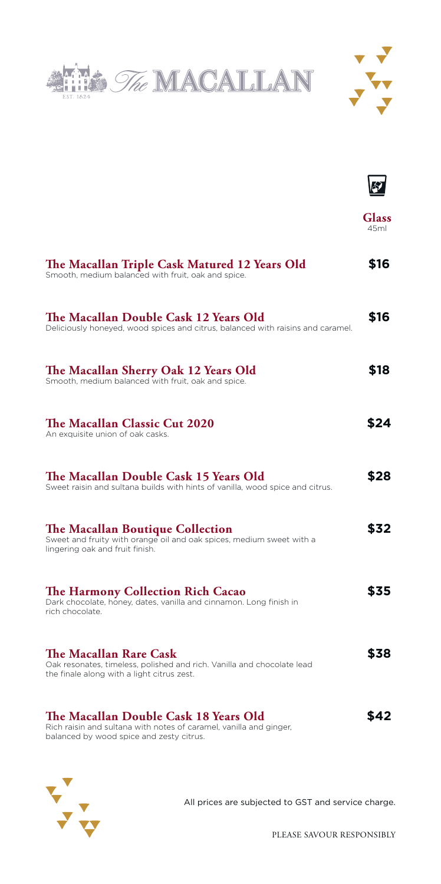# The MACALLAN

EST. 1824

| | Glass 45ml |
|---|---|
| **The Macallan Triple Cask Matured 12 Years Old**<br>Smooth, medium balanced with fruit, oak and spice. | **$16** |
| **The Macallan Double Cask 12 Years Old**<br>Deliciously honeyed, wood spices and citrus, balanced with raisins and caramel. | **$16** |
| **The Macallan Sherry Oak 12 Years Old**<br>Smooth, medium balanced with fruit, oak and spice. | **$18** |
| **The Macallan Classic Cut 2020**<br>An exquisite union of oak casks. | **$24** |
| **The Macallan Double Cask 15 Years Old**<br>Sweet raisin and sultana builds with hints of vanilla, wood spice and citrus. | **$28** |
| **The Macallan Boutique Collection**<br>Sweet and fruity with orange oil and oak spices, medium sweet with a lingering oak and fruit finish. | **$32** |
| **The Harmony Collection Rich Cacao**<br>Dark chocolate, honey, dates, vanilla and cinnamon. Long finish in rich chocolate. | **$35** |
| **The Macallan Rare Cask**<br>Oak resonates, timeless, polished and rich. Vanilla and chocolate lead the finale along with a light citrus zest. | **$38** |
| **The Macallan Double Cask 18 Years Old**<br>Rich raisin and sultana with notes of caramel, vanilla and ginger, balanced by wood spice and zesty citrus. | **$42** |

All prices are subjected to GST and service charge.

PLEASE SAVOUR RESPONSIBLY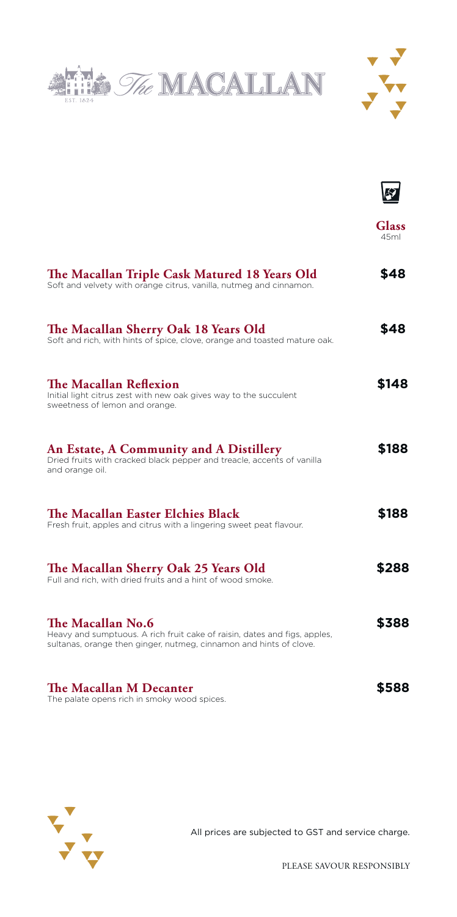# The MACALLAN

EST. 1824

| | Glass 45ml |
|---|---|
| **The Macallan Triple Cask Matured 18 Years Old**<br>Soft and velvety with orange citrus, vanilla, nutmeg and cinnamon. | **$48** |
| **The Macallan Sherry Oak 18 Years Old**<br>Soft and rich, with hints of spice, clove, orange and toasted mature oak. | **$48** |
| **The Macallan Reflexion**<br>Initial light citrus zest with new oak gives way to the succulent sweetness of lemon and orange. | **$148** |
| **An Estate, A Community and A Distillery**<br>Dried fruits with cracked black pepper and treacle, accents of vanilla and orange oil. | **$188** |
| **The Macallan Easter Elchies Black**<br>Fresh fruit, apples and citrus with a lingering sweet peat flavour. | **$188** |
| **The Macallan Sherry Oak 25 Years Old**<br>Full and rich, with dried fruits and a hint of wood smoke. | **$288** |
| **The Macallan No.6**<br>Heavy and sumptuous. A rich fruit cake of raisin, dates and figs, apples, sultanas, orange then ginger, nutmeg, cinnamon and hints of clove. | **$388** |
| **The Macallan M Decanter**<br>The palate opens rich in smoky wood spices. | **$588** |

All prices are subjected to GST and service charge.

PLEASE SAVOUR RESPONSIBLY